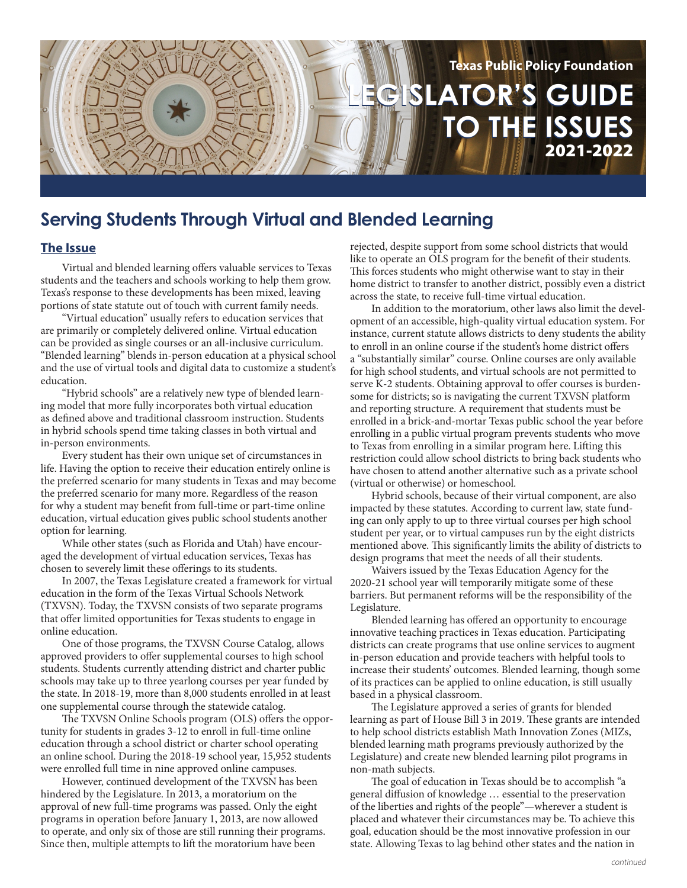Texas Public Policy Foundation

# LEGISLATOR'S GUIDE TO THE ISSUES 2021-2022

## Serving Students Through Virtual and Blended Learning

### The Issue

Virtual and blended learning offers valuable services to Texas students and the teachers and schools working to help them grow. Texas's response to these developments has been mixed, leaving portions of state statute out of touch with current family needs.

"Virtual education" usually refers to education services that are primarily or completely delivered online. Virtual education can be provided as single courses or an all-inclusive curriculum. "Blended learning" blends in-person education at a physical school and the use of virtual tools and digital data to customize a student's education.

"Hybrid schools" are a relatively new type of blended learning model that more fully incorporates both virtual education as defined above and traditional classroom instruction. Students in hybrid schools spend time taking classes in both virtual and in-person environments.

Every student has their own unique set of circumstances in life. Having the option to receive their education entirely online is the preferred scenario for many students in Texas and may become the preferred scenario for many more. Regardless of the reason for why a student may benefit from full-time or part-time online education, virtual education gives public school students another option for learning.

While other states (such as Florida and Utah) have encouraged the development of virtual education services, Texas has chosen to severely limit these offerings to its students.

In 2007, the Texas Legislature created a framework for virtual education in the form of the Texas Virtual Schools Network (TXVSN). Today, the TXVSN consists of two separate programs that offer limited opportunities for Texas students to engage in online education.

One of those programs, the TXVSN Course Catalog, allows approved providers to offer supplemental courses to high school students. Students currently attending district and charter public schools may take up to three yearlong courses per year funded by the state. In 2018-19, more than 8,000 students enrolled in at least one supplemental course through the statewide catalog.

The TXVSN Online Schools program (OLS) offers the opportunity for students in grades 3-12 to enroll in full-time online education through a school district or charter school operating an online school. During the 2018-19 school year, 15,952 students were enrolled full time in nine approved online campuses.

However, continued development of the TXVSN has been hindered by the Legislature. In 2013, a moratorium on the approval of new full-time programs was passed. Only the eight programs in operation before January 1, 2013, are now allowed to operate, and only six of those are still running their programs. Since then, multiple attempts to lift the moratorium have been rejected, despite support from some school districts that would like to operate an OLS program for the benefit of their students. This forces students who might otherwise want to stay in their home district to transfer to another district, possibly even a district across the state, to receive full-time virtual education.

In addition to the moratorium, other laws also limit the development of an accessible, high-quality virtual education system. For instance, current statute allows districts to deny students the ability to enroll in an online course if the student's home district offers a "substantially similar" course. Online courses are only available for high school students, and virtual schools are not permitted to serve K-2 students. Obtaining approval to offer courses is burdensome for districts; so is navigating the current TXVSN platform and reporting structure. A requirement that students must be enrolled in a brick-and-mortar Texas public school the year before enrolling in a public virtual program prevents students who move to Texas from enrolling in a similar program here. Lifting this restriction could allow school districts to bring back students who have chosen to attend another alternative such as a private school (virtual or otherwise) or homeschool.

Hybrid schools, because of their virtual component, are also impacted by these statutes. According to current law, state funding can only apply to up to three virtual courses per high school student per year, or to virtual campuses run by the eight districts mentioned above. This significantly limits the ability of districts to design programs that meet the needs of all their students.

Waivers issued by the Texas Education Agency for the 2020-21 school year will temporarily mitigate some of these barriers. But permanent reforms will be the responsibility of the Legislature.

Blended learning has offered an opportunity to encourage innovative teaching practices in Texas education. Participating districts can create programs that use online services to augment in-person education and provide teachers with helpful tools to increase their students' outcomes. Blended learning, though some of its practices can be applied to online education, is still usually based in a physical classroom.

The Legislature approved a series of grants for blended learning as part of House Bill 3 in 2019. These grants are intended to help school districts establish Math Innovation Zones (MIZs, blended learning math programs previously authorized by the Legislature) and create new blended learning pilot programs in non-math subjects.

The goal of education in Texas should be to accomplish "a general diffusion of knowledge … essential to the preservation of the liberties and rights of the people"—wherever a student is placed and whatever their circumstances may be. To achieve this goal, education should be the most innovative profession in our state. Allowing Texas to lag behind other states and the nation in

*continued*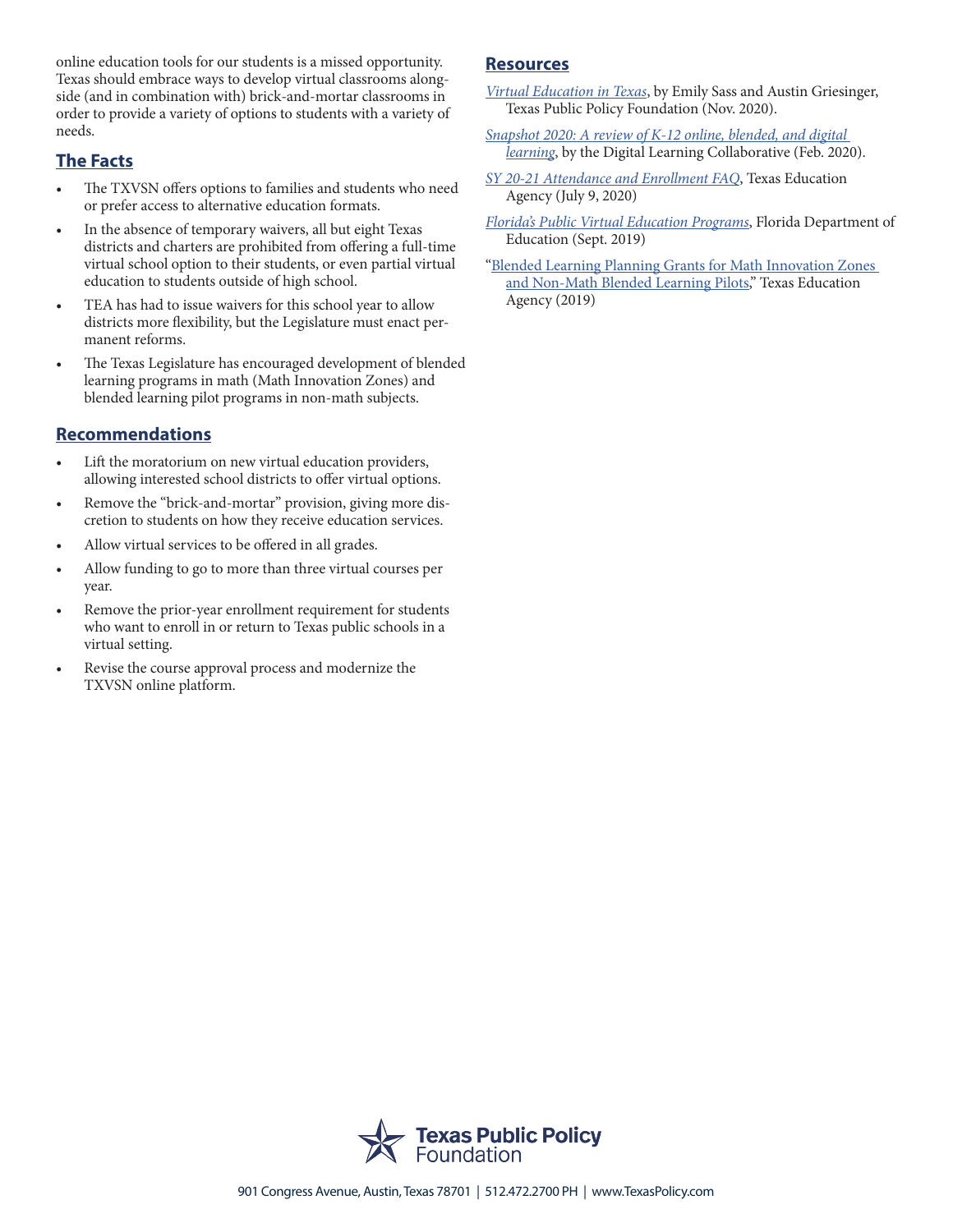online education tools for our students is a missed opportunity. Texas should embrace ways to develop virtual classrooms alongside (and in combination with) brick-and-mortar classrooms in order to provide a variety of options to students with a variety of needs.

## The Facts

- The TXVSN offers options to families and students who need or prefer access to alternative education formats.
- In the absence of temporary waivers, all but eight Texas districts and charters are prohibited from offering a full-time virtual school option to their students, or even partial virtual education to students outside of high school.
- TEA has had to issue waivers for this school year to allow districts more flexibility, but the Legislature must enact permanent reforms.
- The Texas Legislature has encouraged development of blended learning programs in math (Math Innovation Zones) and blended learning pilot programs in non-math subjects.

## Recommendations

- Lift the moratorium on new virtual education providers, allowing interested school districts to offer virtual options.
- Remove the "brick-and-mortar" provision, giving more discretion to students on how they receive education services.
- Allow virtual services to be offered in all grades.
- Allow funding to go to more than three virtual courses per year.
- Remove the prior-year enrollment requirement for students who want to enroll in or return to Texas public schools in a virtual setting.
- Revise the course approval process and modernize the TXVSN online platform.

## Resources

*Virtual Education in Texas*, by Emily Sass and Austin Griesinger, Texas Public Policy Foundation (Nov. 2020).

*Snapshot 2020: A review of K-12 online, blended, and digital learning*, by the Digital Learning Collaborative (Feb. 2020).

*SY 20-21 Attendance and Enrollment FAQ*, Texas Education Agency (July 9, 2020)

*Florida's Public Virtual Education Programs*, Florida Department of Education (Sept. 2019)

"Blended Learning Planning Grants for Math Innovation Zones and Non-Math Blended Learning Pilots," Texas Education Agency (2019)

Texas Public Policy Foundation

901 Congress Avenue, Austin, Texas 78701 | 512.472.2700 PH | www.TexasPolicy.com